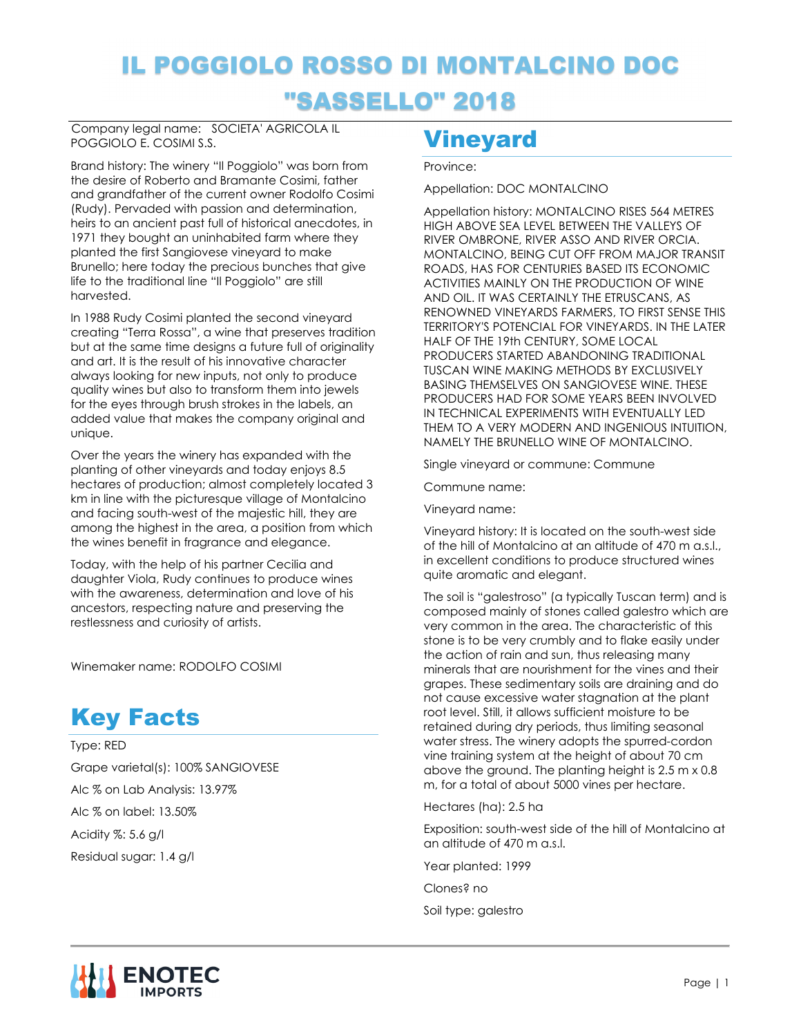# IL POGGIOLO ROSSO DI MONTALCINO DOC "SASSELLO" 2018

Company legal name: SOCIETA' AGRICOLA IL POGGIOLO E. COSIMI S.S.

Brand history: The winery "Il Poggiolo" was born from the desire of Roberto and Bramante Cosimi, father and grandfather of the current owner Rodolfo Cosimi (Rudy). Pervaded with passion and determination, heirs to an ancient past full of historical anecdotes, in 1971 they bought an uninhabited farm where they planted the first Sangiovese vineyard to make Brunello; here today the precious bunches that give life to the traditional line "Il Poggiolo" are still harvested.

In 1988 Rudy Cosimi planted the second vineyard creating "Terra Rossa", a wine that preserves tradition but at the same time designs a future full of originality and art. It is the result of his innovative character always looking for new inputs, not only to produce quality wines but also to transform them into jewels for the eyes through brush strokes in the labels, an added value that makes the company original and unique.

Over the years the winery has expanded with the planting of other vineyards and today enjoys 8.5 hectares of production; almost completely located 3 km in line with the picturesque village of Montalcino and facing south-west of the majestic hill, they are among the highest in the area, a position from which the wines benefit in fragrance and elegance.

Today, with the help of his partner Cecilia and daughter Viola, Rudy continues to produce wines with the awareness, determination and love of his ancestors, respecting nature and preserving the restlessness and curiosity of artists.

Winemaker name: RODOLFO COSIMI

## Key Facts

Type: RED

Grape varietal(s): 100% SANGIOVESE

Alc % on Lab Analysis: 13.97%

Alc % on label: 13.50%

Acidity %: 5.6 g/l

Residual sugar: 1.4 g/l

## Vineyard

Province:

Appellation: DOC MONTALCINO

Appellation history: MONTALCINO RISES 564 METRES HIGH ABOVE SEA LEVEL BETWEEN THE VALLEYS OF RIVER OMBRONE, RIVER ASSO AND RIVER ORCIA. MONTALCINO, BEING CUT OFF FROM MAJOR TRANSIT ROADS, HAS FOR CENTURIES BASED ITS ECONOMIC ACTIVITIES MAINLY ON THE PRODUCTION OF WINE AND OIL. IT WAS CERTAINLY THE ETRUSCANS, AS RENOWNED VINEYARDS FARMERS, TO FIRST SENSE THIS TERRITORY'S POTENCIAL FOR VINEYARDS. IN THE LATER HALF OF THE 19th CENTURY, SOME LOCAL PRODUCERS STARTED ABANDONING TRADITIONAL TUSCAN WINE MAKING METHODS BY EXCLUSIVELY BASING THEMSELVES ON SANGIOVESE WINE. THESE PRODUCERS HAD FOR SOME YEARS BEEN INVOLVED IN TECHNICAL EXPERIMENTS WITH EVENTUALLY LED THEM TO A VERY MODERN AND INGENIOUS INTUITION, NAMELY THE BRUNELLO WINE OF MONTALCINO.

Single vineyard or commune: Commune

Commune name:

Vineyard name:

Vineyard history: It is located on the south-west side of the hill of Montalcino at an altitude of 470 m a.s.l., in excellent conditions to produce structured wines quite aromatic and elegant.

The soil is "galestroso" (a typically Tuscan term) and is composed mainly of stones called galestro which are very common in the area. The characteristic of this stone is to be very crumbly and to flake easily under the action of rain and sun, thus releasing many minerals that are nourishment for the vines and their grapes. These sedimentary soils are draining and do not cause excessive water stagnation at the plant root level. Still, it allows sufficient moisture to be retained during dry periods, thus limiting seasonal water stress. The winery adopts the spurred-cordon vine training system at the height of about 70 cm above the ground. The planting height is 2.5 m x 0.8 m, for a total of about 5000 vines per hectare.

Hectares (ha): 2.5 ha

Exposition: south-west side of the hill of Montalcino at an altitude of 470 m a.s.l.

Year planted: 1999

Clones? no

Soil type: galestro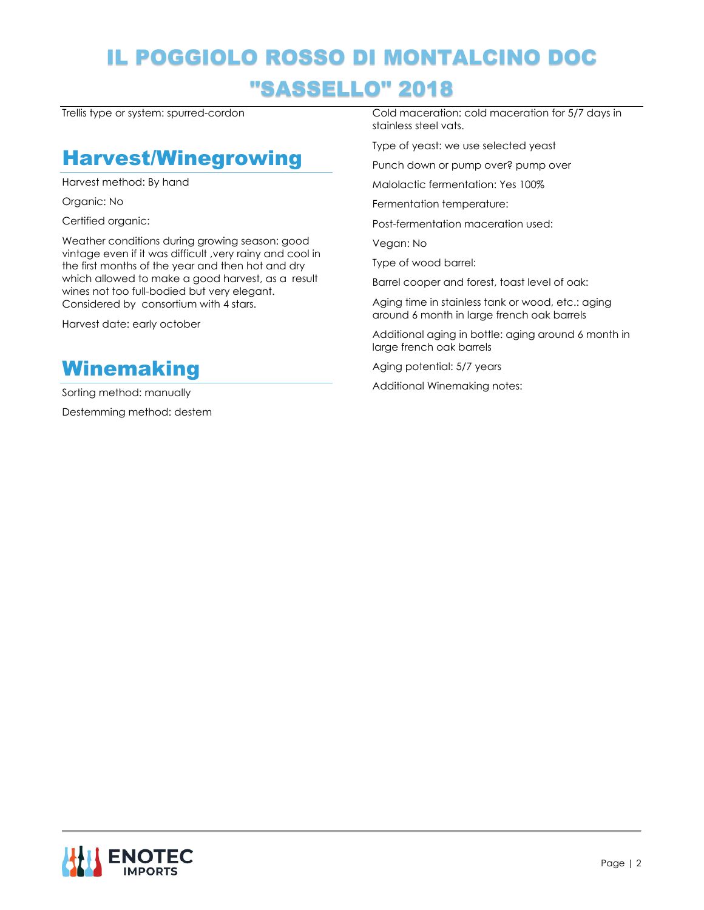# IL POGGIOLO ROSSO DI MONTALCINO DOC "SASSELLO" 2018

Trellis type or system: spurred-cordon

## Harvest/Winegrowing

Harvest method: By hand

Organic: No

Certified organic:

Weather conditions during growing season: good vintage even if it was difficult ,very rainy and cool in the first months of the year and then hot and dry which allowed to make a good harvest, as a result wines not too full-bodied but very elegant. Considered by consortium with 4 stars.

Harvest date: early october

## Winemaking

Sorting method: manually

Destemming method: destem

Cold maceration: cold maceration for 5/7 days in stainless steel vats.

Type of yeast: we use selected yeast

Punch down or pump over? pump over

Malolactic fermentation: Yes 100%

Fermentation temperature:

Post-fermentation maceration used:

Vegan: No

Type of wood barrel:

Barrel cooper and forest, toast level of oak:

Aging time in stainless tank or wood, etc.: aging around 6 month in large french oak barrels

Additional aging in bottle: aging around 6 month in large french oak barrels

Aging potential: 5/7 years

Additional Winemaking notes: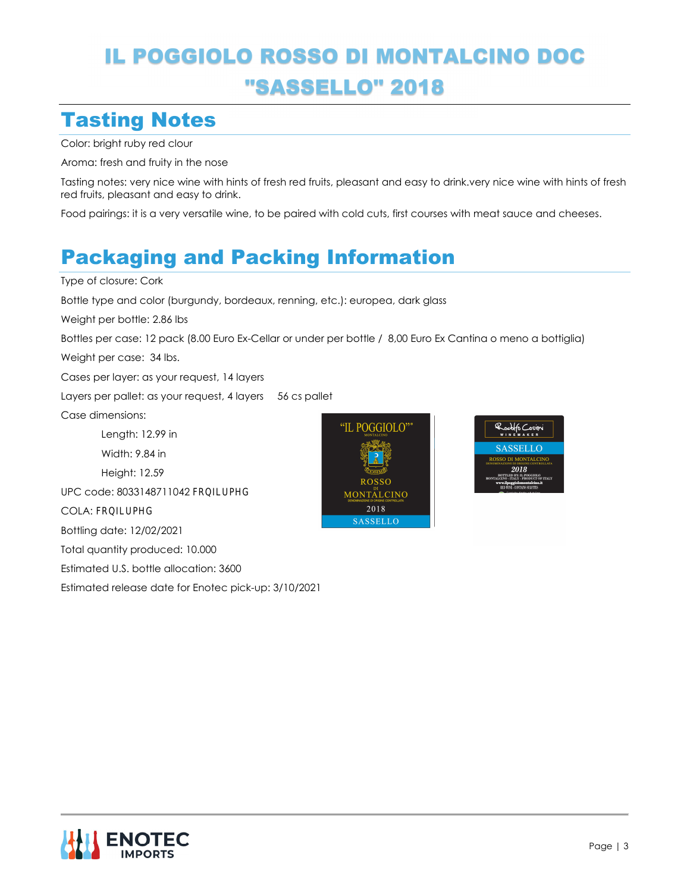# IL POGGIOLO ROSSO DI MONTALCINO DOC "SASSELLO" 2018

## Tasting Notes

Color: bright ruby red clour

Aroma: fresh and fruity in the nose

Tasting notes: very nice wine with hints of fresh red fruits, pleasant and easy to drink.very nice wine with hints of fresh red fruits, pleasant and easy to drink.

Food pairings: it is a very versatile wine, to be paired with cold cuts, first courses with meat sauce and cheeses.

## Packaging and Packing Information

Type of closure: Cork

Bottle type and color (burgundy, bordeaux, renning, etc.): europea, dark glass

Weight per bottle: 2.86 lbs

Bottles per case: 12 pack (8.00 Euro Ex-Cellar or under per bottle / 8,00 Euro Ex Cantina o meno a bottiglia)

Weight per case: 34 lbs.

Cases per layer: as your request, 14 layers

Layers per pallet: as your request, 4 layers 56 cs pallet

Case dimensions:

Length: 12.99 in

Width: 9.84 in

Height: 12.59

UPC code: 8033148711042 FRQILUPHG

COLA: FRQILUPHG

Bottling date: 12/02/2021

Total quantity produced: 10.000

Estimated U.S. bottle allocation: 3600

Estimated release date for Enotec pick-up: 3/10/2021